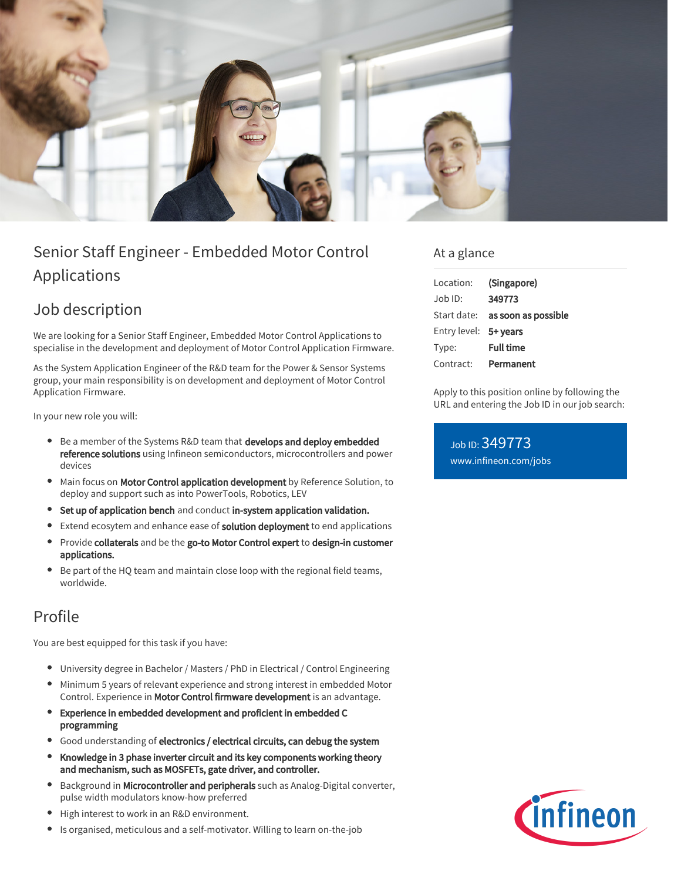# Senior Staff Engineer - Embedded Motor Control Applications

## Job description

We are looking for a Senior Staff Engineer, Embedded Motor Control Applications to specialise in the development and deployment of Motor Control Application Firmware.

As the System Application Engineer of the R&D team for the Power & Sensor Systems group, your main responsibility is on development and deployment of Motor Control Application Firmware.

In your new role you will:

- Be a member of the Systems R&D team that **develops and deploy embedded reference solutions** using Infineon semiconductors, microcontrollers and power devices
- Main focus on **Motor Control application development** by Reference Solution, to deploy and support such as into PowerTools, Robotics, LEV
- **Set up of application bench** and conduct **in-system application validation.**
- Extend ecosytem and enhance ease of **solution deployment** to end applications
- Provide **collaterals** and be the **go-to Motor Control expert** to **design-in customer applications.**
- Be part of the HQ team and maintain close loop with the regional field teams, worldwide.

## Profile

You are best equipped for this task if you have:

- University degree in Bachelor / Masters / PhD in Electrical / Control Engineering
- Minimum 5 years of relevant experience and strong interest in embedded Motor Control. Experience in **Motor Control firmware development** is an advantage.
- **Experience in embedded development and proficient in embedded C programming**
- Good understanding of **electronics / electrical circuits, can debug the system**
- **Knowledge in 3 phase inverter circuit and its key components working theory and mechanism, such as MOSFETs, gate driver, and controller.**
- Background in **Microcontroller and peripherals** such as Analog-Digital converter, pulse width modulators know-how preferred
- High interest to work in an R&D environment.
- Is organised, meticulous and a self-motivator. Willing to learn on-the-job

## At a glance

| | |
|---|---|
| Location: | **(Singapore)** |
| Job ID: | **349773** |
| Start date: | **as soon as possible** |
| Entry level: | **5+ years** |
| Type: | **Full time** |
| Contract: | **Permanent** |

Apply to this position online by following the URL and entering the Job ID in our job search:

Job ID: 349773
www.infineon.com/jobs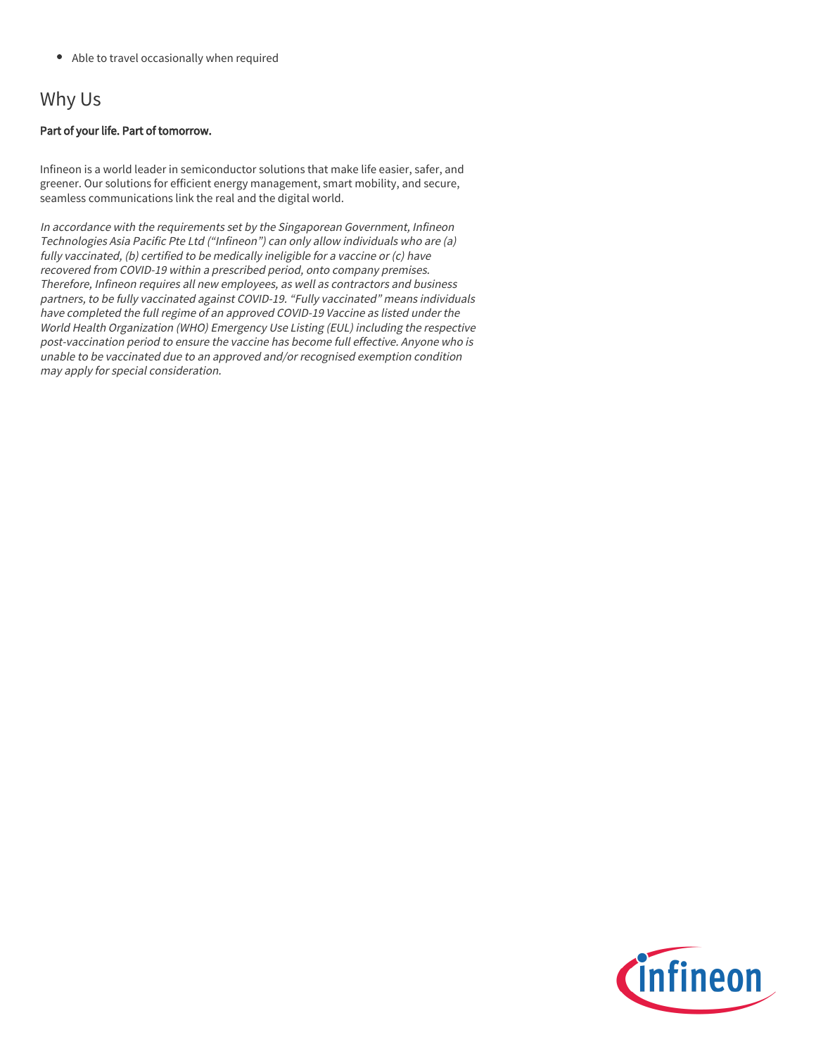- Able to travel occasionally when required

## Why Us

**Part of your life. Part of tomorrow.**

Infineon is a world leader in semiconductor solutions that make life easier, safer, and greener. Our solutions for efficient energy management, smart mobility, and secure, seamless communications link the real and the digital world.

*In accordance with the requirements set by the Singaporean Government, Infineon Technologies Asia Pacific Pte Ltd ("Infineon") can only allow individuals who are (a) fully vaccinated, (b) certified to be medically ineligible for a vaccine or (c) have recovered from COVID-19 within a prescribed period, onto company premises. Therefore, Infineon requires all new employees, as well as contractors and business partners, to be fully vaccinated against COVID-19. "Fully vaccinated" means individuals have completed the full regime of an approved COVID-19 Vaccine as listed under the World Health Organization (WHO) Emergency Use Listing (EUL) including the respective post-vaccination period to ensure the vaccine has become full effective. Anyone who is unable to be vaccinated due to an approved and/or recognised exemption condition may apply for special consideration.*